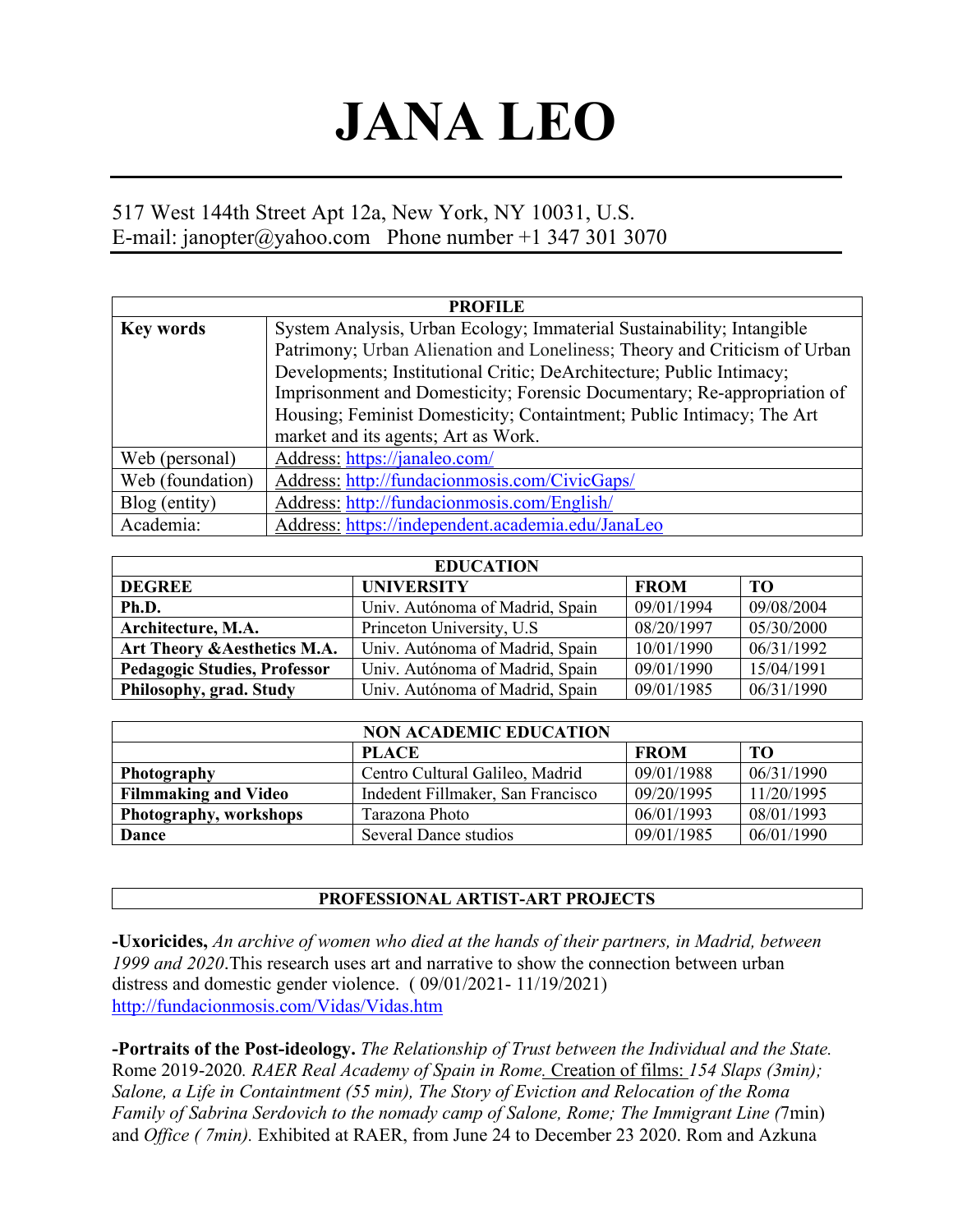# JANA LEO

517 West 144th Street Apt 12a, New York, NY 10031, U.S.
E-mail: janopter@yahoo.com   Phone number +1 347 301 3070

| PROFILE | |
|---|---|
| **Key words** | System Analysis, Urban Ecology; Immaterial Sustainability; Intangible Patrimony; Urban Alienation and Loneliness; Theory and Criticism of Urban Developments; Institutional Critic; DeArchitecture; Public Intimacy; Imprisonment and Domesticity; Forensic Documentary; Re-appropriation of Housing; Feminist Domesticity; Containtment; Public Intimacy; The Art market and its agents; Art as Work. |
| Web (personal) | Address: https://janaleo.com/ |
| Web (foundation) | Address: http://fundacionmosis.com/CivicGaps/ |
| Blog (entity) | Address: http://fundacionmosis.com/English/ |
| Academia: | Address: https://independent.academia.edu/JanaLeo |

| EDUCATION | | | |
|---|---|---|---|
| **DEGREE** | **UNIVERSITY** | **FROM** | **TO** |
| **Ph.D.** | Univ. Autónoma of Madrid, Spain | 09/01/1994 | 09/08/2004 |
| **Architecture, M.A.** | Princeton University, U.S | 08/20/1997 | 05/30/2000 |
| **Art Theory &Aesthetics M.A.** | Univ. Autónoma of Madrid, Spain | 10/01/1990 | 06/31/1992 |
| **Pedagogic Studies, Professor** | Univ. Autónoma of Madrid, Spain | 09/01/1990 | 15/04/1991 |
| **Philosophy, grad. Study** | Univ. Autónoma of Madrid, Spain | 09/01/1985 | 06/31/1990 |

| NON ACADEMIC EDUCATION | | | |
|---|---|---|---|
| | **PLACE** | **FROM** | **TO** |
| **Photography** | Centro Cultural Galileo, Madrid | 09/01/1988 | 06/31/1990 |
| **Filmmaking and Video** | Indedent Fillmaker, San Francisco | 09/20/1995 | 11/20/1995 |
| **Photography, workshops** | Tarazona Photo | 06/01/1993 | 08/01/1993 |
| **Dance** | Several Dance studios | 09/01/1985 | 06/01/1990 |

## PROFESSIONAL ARTIST-ART PROJECTS

**-Uxoricides,** *An archive of women who died at the hands of their partners, in Madrid, between 1999 and 2020*.This research uses art and narrative to show the connection between urban distress and domestic gender violence. ( 09/01/2021- 11/19/2021) http://fundacionmosis.com/Vidas/Vidas.htm

**-Portraits of the Post-ideology.** *The Relationship of Trust between the Individual and the State.* Rome 2019-2020. *RAER Real Academy of Spain in Rome.* Creation of films: *154 Slaps (3min); Salone, a Life in Containtment (55 min), The Story of Eviction and Relocation of the Roma Family of Sabrina Serdovich to the nomady camp of Salone, Rome; The Immigrant Line (*7min) and *Office ( 7min).* Exhibited at RAER, from June 24 to December 23 2020. Rom and Azkuna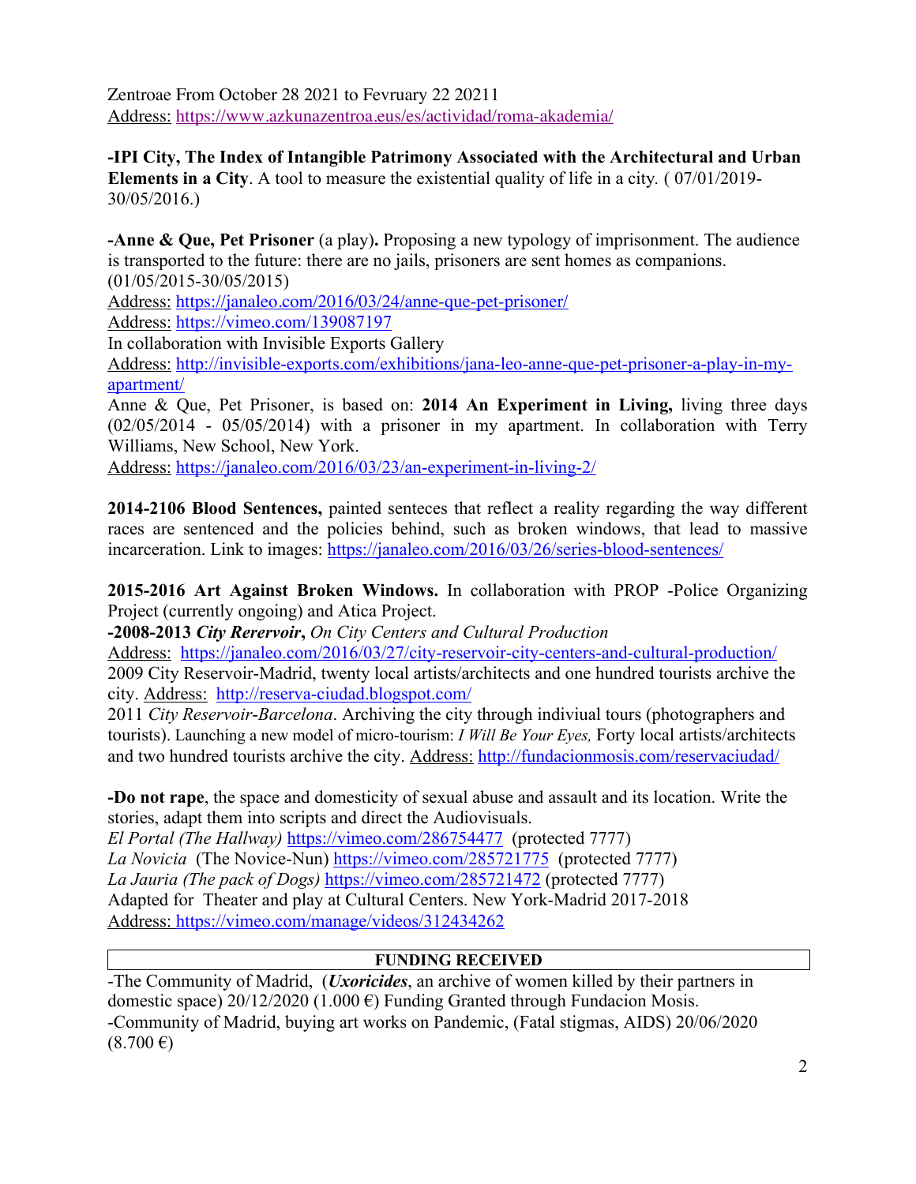Zentroae From October 28 2021 to Fevruary 22 20211
Address: https://www.azkunazentroa.eus/es/actividad/roma-akademia/

**-IPI City, The Index of Intangible Patrimony Associated with the Architectural and Urban Elements in a City**. A tool to measure the existential quality of life in a city. ( 07/01/2019-30/05/2016.)

**-Anne & Que, Pet Prisoner** (a play)**.** Proposing a new typology of imprisonment. The audience is transported to the future: there are no jails, prisoners are sent homes as companions. (01/05/2015-30/05/2015)
Address: https://janaleo.com/2016/03/24/anne-que-pet-prisoner/
Address: https://vimeo.com/139087197
In collaboration with Invisible Exports Gallery
Address: http://invisible-exports.com/exhibitions/jana-leo-anne-que-pet-prisoner-a-play-in-my-apartment/
Anne & Que, Pet Prisoner, is based on: **2014 An Experiment in Living,** living three days (02/05/2014 - 05/05/2014) with a prisoner in my apartment. In collaboration with Terry Williams, New School, New York.
Address: https://janaleo.com/2016/03/23/an-experiment-in-living-2/

**2014-2106 Blood Sentences,** painted senteces that reflect a reality regarding the way different races are sentenced and the policies behind, such as broken windows, that lead to massive incarceration. Link to images: https://janaleo.com/2016/03/26/series-blood-sentences/

**2015-2016 Art Against Broken Windows.** In collaboration with PROP -Police Organizing Project (currently ongoing) and Atica Project.
**-2008-2013** ***City Rerervoir*****,** *On City Centers and Cultural Production*
Address: https://janaleo.com/2016/03/27/city-reservoir-city-centers-and-cultural-production/
2009 City Reservoir-Madrid, twenty local artists/architects and one hundred tourists archive the city. Address: http://reserva-ciudad.blogspot.com/
2011 *City Reservoir-Barcelona*. Archiving the city through indiviual tours (photographers and tourists). Launching a new model of micro-tourism: *I Will Be Your Eyes,* Forty local artists/architects and two hundred tourists archive the city. Address: http://fundacionmosis.com/reservaciudad/

**-Do not rape**, the space and domesticity of sexual abuse and assault and its location. Write the stories, adapt them into scripts and direct the Audiovisuals.
*El Portal (The Hallway)* https://vimeo.com/286754477 (protected 7777)
*La Novicia* (The Novice-Nun) https://vimeo.com/285721775 (protected 7777)
*La Jauria (The pack of Dogs)* https://vimeo.com/285721472 (protected 7777)
Adapted for Theater and play at Cultural Centers. New York-Madrid 2017-2018
Address: https://vimeo.com/manage/videos/312434262

## FUNDING RECEIVED

-The Community of Madrid, (***Uxoricides***, an archive of women killed by their partners in domestic space) 20/12/2020 (1.000 €) Funding Granted through Fundacion Mosis.
-Community of Madrid, buying art works on Pandemic, (Fatal stigmas, AIDS) 20/06/2020 (8.700 €)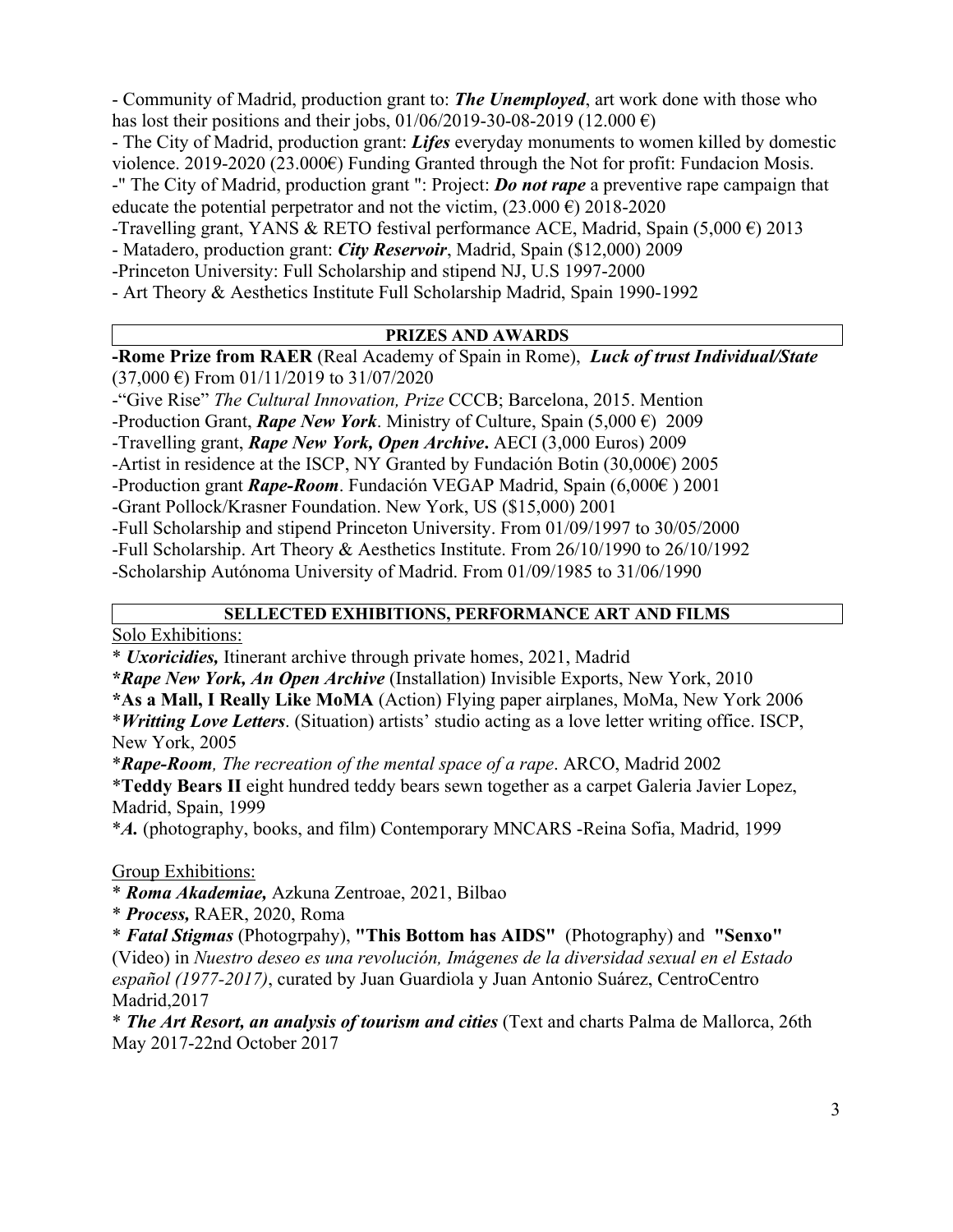- Community of Madrid, production grant to: ***The Unemployed***, art work done with those who has lost their positions and their jobs, 01/06/2019-30-08-2019 (12.000 €)

- The City of Madrid, production grant: ***Lifes*** everyday monuments to women killed by domestic violence. 2019-2020 (23.000€) Funding Granted through the Not for profit: Fundacion Mosis.

-" The City of Madrid, production grant ": Project: ***Do not rape*** a preventive rape campaign that educate the potential perpetrator and not the victim, (23.000 €) 2018-2020

-Travelling grant, YANS & RETO festival performance ACE, Madrid, Spain (5,000 €) 2013

- Matadero, production grant: ***City Reservoir***, Madrid, Spain ($12,000) 2009

-Princeton University: Full Scholarship and stipend NJ, U.S 1997-2000

- Art Theory & Aesthetics Institute Full Scholarship Madrid, Spain 1990-1992

## PRIZES AND AWARDS

**-Rome Prize from RAER** (Real Academy of Spain in Rome), ***Luck of trust Individual/State*** (37,000 €) From 01/11/2019 to 31/07/2020

-"Give Rise" *The Cultural Innovation, Prize* CCCB; Barcelona, 2015. Mention

-Production Grant, ***Rape New York***. Ministry of Culture, Spain (5,000 €) 2009

-Travelling grant, ***Rape New York, Open Archive***. AECI (3,000 Euros) 2009

-Artist in residence at the ISCP, NY Granted by Fundación Botin (30,000€) 2005

-Production grant ***Rape-Room***. Fundación VEGAP Madrid, Spain (6,000€ ) 2001

-Grant Pollock/Krasner Foundation. New York, US ($15,000) 2001

-Full Scholarship and stipend Princeton University. From 01/09/1997 to 30/05/2000

-Full Scholarship. Art Theory & Aesthetics Institute. From 26/10/1990 to 26/10/1992

-Scholarship Autónoma University of Madrid. From 01/09/1985 to 31/06/1990

## SELLECTED EXHIBITIONS, PERFORMANCE ART AND FILMS

Solo Exhibitions:

* ***Uxoricidies,*** Itinerant archive through private homes, 2021, Madrid

***Rape New York, An Open Archive*** (Installation) Invisible Exports, New York, 2010

***As a Mall, I Really Like MoMA** (Action) Flying paper airplanes, MoMa, New York 2006

**Writting Love Letters*. (Situation) artists' studio acting as a love letter writing office. ISCP, New York, 2005

**Rape-Room**, *The recreation of the mental space of a rape*. ARCO, Madrid 2002

***Teddy Bears II** eight hundred teddy bears sewn together as a carpet Galeria Javier Lopez, Madrid, Spain, 1999

**A.* (photography, books, and film) Contemporary MNCARS -Reina Sofia, Madrid, 1999

Group Exhibitions:

* ***Roma Akademiae,*** Azkuna Zentroae, 2021, Bilbao

* ***Process,*** RAER, 2020, Roma

* ***Fatal Stigmas*** (Photogrpahy), **"This Bottom has AIDS"** (Photography) and **"Senxo"** (Video) in *Nuestro deseo es una revolución, Imágenes de la diversidad sexual en el Estado español (1977-2017)*, curated by Juan Guardiola y Juan Antonio Suárez, CentroCentro Madrid,2017

* ***The Art Resort, an analysis of tourism and cities*** (Text and charts Palma de Mallorca, 26th May 2017-22nd October 2017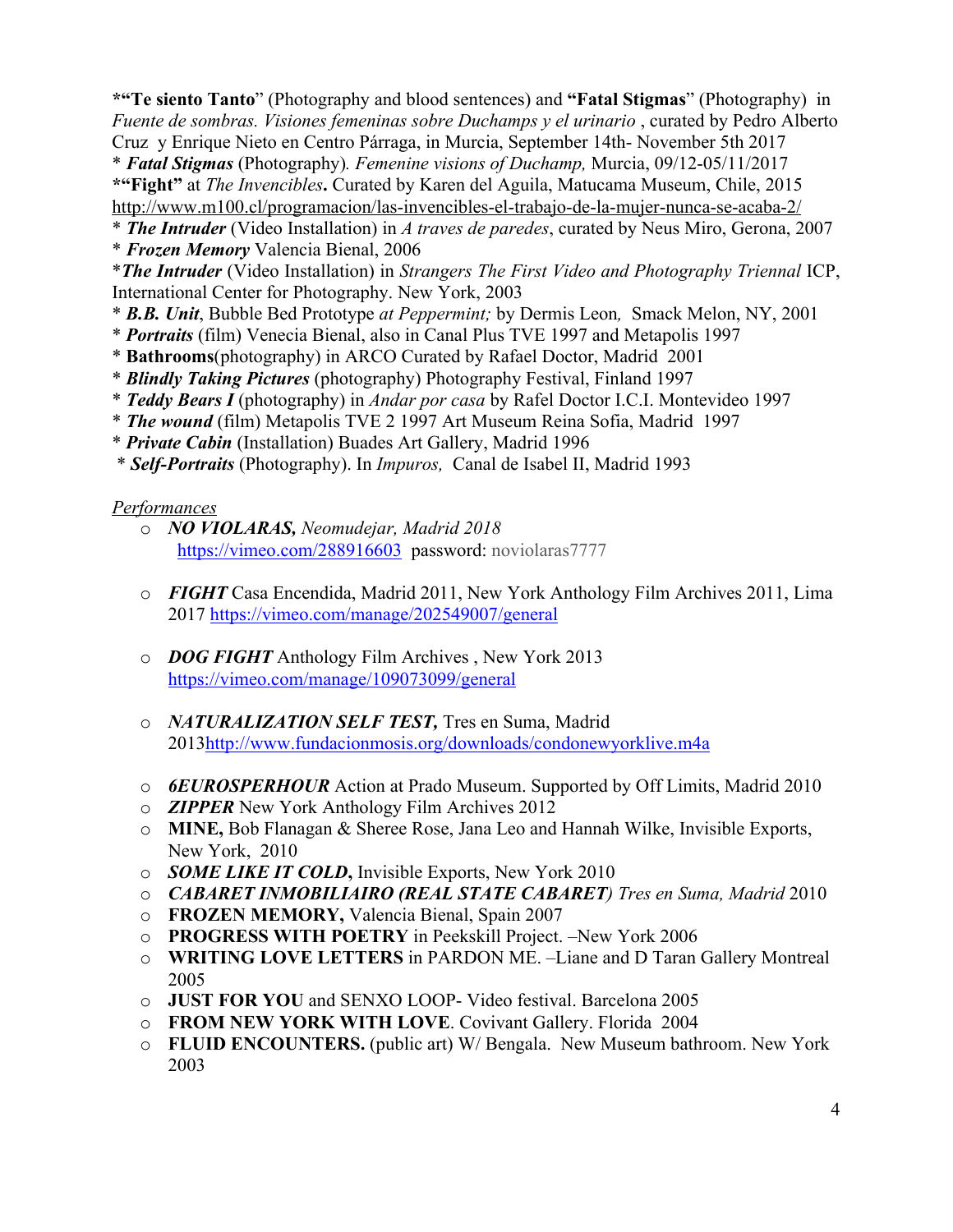***"Te siento Tanto**" (Photography and blood sentences) and **"Fatal Stigmas**" (Photography) in *Fuente de sombras. Visiones femeninas sobre Duchamps y el urinario* , curated by Pedro Alberto Cruz y Enrique Nieto en Centro Párraga, in Murcia, September 14th- November 5th 2017
* ***Fatal Stigmas*** (Photography). *Femenine visions of Duchamp,* Murcia, 09/12-05/11/2017
***"Fight"** at *The Invencibles***.** Curated by Karen del Aguila, Matucama Museum, Chile, 2015 http://www.m100.cl/programacion/las-invencibles-el-trabajo-de-la-mujer-nunca-se-acaba-2/
* ***The Intruder*** (Video Installation) in *A traves de paredes*, curated by Neus Miro, Gerona, 2007
* ***Frozen Memory*** Valencia Bienal, 2006
****The Intruder*** (Video Installation) in *Strangers The First Video and Photography Triennal* ICP, International Center for Photography. New York, 2003
* ***B.B. Unit***, Bubble Bed Prototype *at Peppermint;* by Dermis Leon*,* Smack Melon, NY, 2001
* ***Portraits*** (film) Venecia Bienal, also in Canal Plus TVE 1997 and Metapolis 1997
* **Bathrooms**(photography) in ARCO Curated by Rafael Doctor, Madrid 2001
* ***Blindly Taking Pictures*** (photography) Photography Festival, Finland 1997
* ***Teddy Bears I*** (photography) in *Andar por casa* by Rafel Doctor I.C.I. Montevideo 1997
* ***The wound*** (film) Metapolis TVE 2 1997 Art Museum Reina Sofia, Madrid 1997
* ***Private Cabin*** (Installation) Buades Art Gallery, Madrid 1996
* ***Self-Portraits*** (Photography). In *Impuros,* Canal de Isabel II, Madrid 1993

*Performances*

- ***NO VIOLARAS,*** *Neomudejar, Madrid 2018*
  https://vimeo.com/288916603 password: noviolaras7777

- ***FIGHT*** Casa Encendida, Madrid 2011, New York Anthology Film Archives 2011, Lima 2017 https://vimeo.com/manage/202549007/general

- ***DOG FIGHT*** Anthology Film Archives , New York 2013
  https://vimeo.com/manage/109073099/general

- ***NATURALIZATION SELF TEST,*** Tres en Suma, Madrid 2013http://www.fundacionmosis.org/downloads/condonewyorklive.m4a

- ***6EUROSPERHOUR*** Action at Prado Museum. Supported by Off Limits, Madrid 2010
- ***ZIPPER*** New York Anthology Film Archives 2012
- **MINE,** Bob Flanagan & Sheree Rose, Jana Leo and Hannah Wilke, Invisible Exports, New York, 2010
- ***SOME LIKE IT COLD***, Invisible Exports, New York 2010
- ***CABARET INMOBILIAIRO (REAL STATE CABARET)*** *Tres en Suma, Madrid* 2010
- **FROZEN MEMORY,** Valencia Bienal, Spain 2007
- **PROGRESS WITH POETRY** in Peekskill Project. –New York 2006
- **WRITING LOVE LETTERS** in PARDON ME. –Liane and D Taran Gallery Montreal 2005
- **JUST FOR YOU** and SENXO LOOP- Video festival. Barcelona 2005
- **FROM NEW YORK WITH LOVE**. Covivant Gallery. Florida 2004
- **FLUID ENCOUNTERS.** (public art) W/ Bengala. New Museum bathroom. New York 2003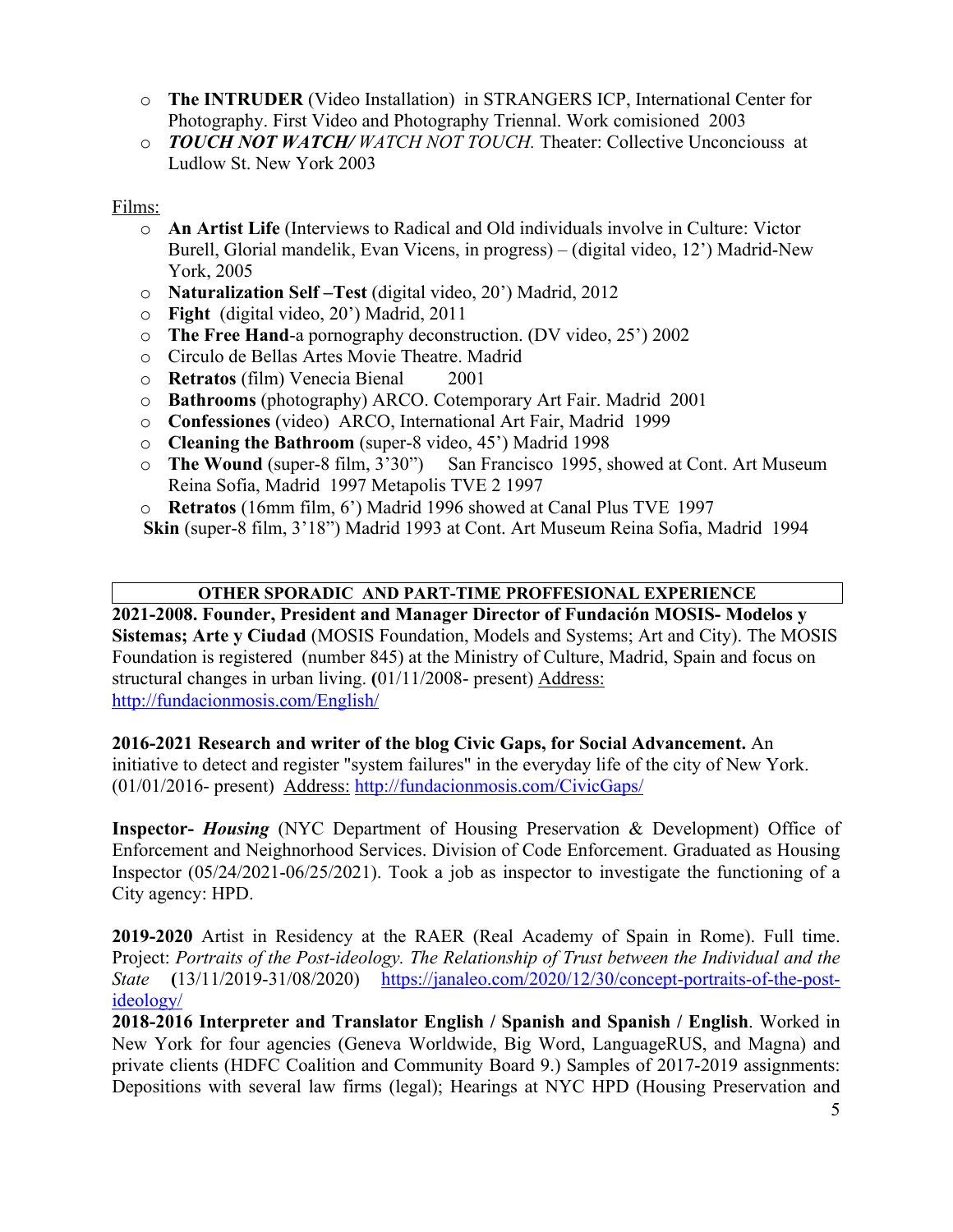- **The INTRUDER** (Video Installation) in STRANGERS ICP, International Center for Photography. First Video and Photography Triennal. Work comisioned 2003
- ***TOUCH NOT WATCH/*** *WATCH NOT TOUCH.* Theater: Collective Unconciouss at Ludlow St. New York 2003

Films:

- **An Artist Life** (Interviews to Radical and Old individuals involve in Culture: Victor Burell, Glorial mandelik, Evan Vicens, in progress) – (digital video, 12') Madrid-New York, 2005
- **Naturalization Self –Test** (digital video, 20') Madrid, 2012
- **Fight** (digital video, 20') Madrid, 2011
- **The Free Hand**-a pornography deconstruction. (DV video, 25') 2002
- Circulo de Bellas Artes Movie Theatre. Madrid
- **Retratos** (film) Venecia Bienal 2001
- **Bathrooms** (photography) ARCO. Cotemporary Art Fair. Madrid 2001
- **Confessiones** (video) ARCO, International Art Fair, Madrid 1999
- **Cleaning the Bathroom** (super-8 video, 45') Madrid 1998
- **The Wound** (super-8 film, 3'30") San Francisco 1995, showed at Cont. Art Museum Reina Sofia, Madrid 1997 Metapolis TVE 2 1997
- **Retratos** (16mm film, 6') Madrid 1996 showed at Canal Plus TVE 1997

**Skin** (super-8 film, 3'18") Madrid 1993 at Cont. Art Museum Reina Sofia, Madrid 1994

## OTHER SPORADIC AND PART-TIME PROFFESIONAL EXPERIENCE

**2021-2008. Founder, President and Manager Director of Fundación MOSIS- Modelos y Sistemas; Arte y Ciudad** (MOSIS Foundation, Models and Systems; Art and City). The MOSIS Foundation is registered (number 845) at the Ministry of Culture, Madrid, Spain and focus on structural changes in urban living. **(**01/11/2008- present) Address: http://fundacionmosis.com/English/

**2016-2021 Research and writer of the blog Civic Gaps, for Social Advancement.** An initiative to detect and register "system failures" in the everyday life of the city of New York. (01/01/2016- present) Address: http://fundacionmosis.com/CivicGaps/

**Inspector- *Housing*** (NYC Department of Housing Preservation & Development) Office of Enforcement and Neighnorhood Services. Division of Code Enforcement. Graduated as Housing Inspector (05/24/2021-06/25/2021). Took a job as inspector to investigate the functioning of a City agency: HPD.

**2019-2020** Artist in Residency at the RAER (Real Academy of Spain in Rome). Full time. Project: *Portraits of the Post-ideology. The Relationship of Trust between the Individual and the State* **(**13/11/2019-31/08/2020) https://janaleo.com/2020/12/30/concept-portraits-of-the-post-ideology/

**2018-2016 Interpreter and Translator English / Spanish and Spanish / English**. Worked in New York for four agencies (Geneva Worldwide, Big Word, LanguageRUS, and Magna) and private clients (HDFC Coalition and Community Board 9.) Samples of 2017-2019 assignments: Depositions with several law firms (legal); Hearings at NYC HPD (Housing Preservation and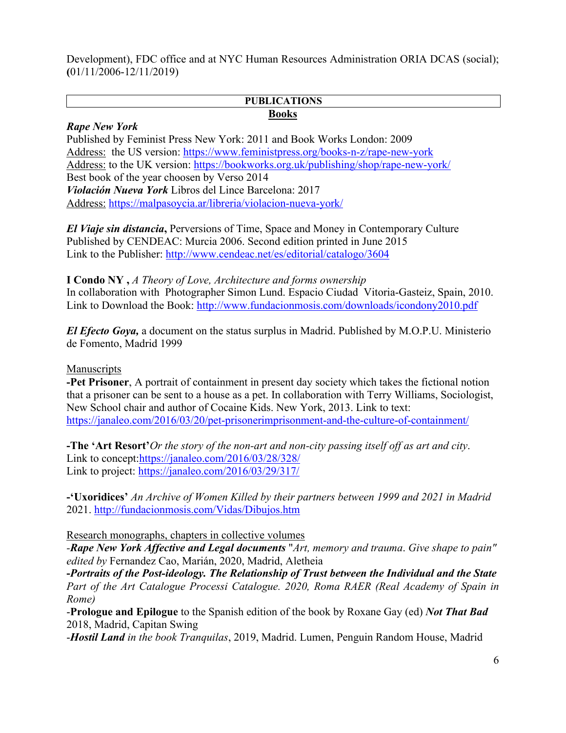Development), FDC office and at NYC Human Resources Administration ORIA DCAS (social); **(**01/11/2006-12/11/2019)

## PUBLICATIONS

### Books

***Rape New York***
Published by Feminist Press New York: 2011 and Book Works London: 2009
Address: the US version: https://www.feministpress.org/books-n-z/rape-new-york
Address: to the UK version: https://bookworks.org.uk/publishing/shop/rape-new-york/
Best book of the year choosen by Verso 2014
***Violación Nueva York*** Libros del Lince Barcelona: 2017
Address: https://malpasoycia.ar/libreria/violacion-nueva-york/

***El Viaje sin distancia*****,** Perversions of Time, Space and Money in Contemporary Culture
Published by CENDEAC: Murcia 2006. Second edition printed in June 2015
Link to the Publisher: http://www.cendeac.net/es/editorial/catalogo/3604

**I Condo NY ,** *A Theory of Love, Architecture and forms ownership*
In collaboration with Photographer Simon Lund. Espacio Ciudad Vitoria-Gasteiz, Spain, 2010.
Link to Download the Book: http://www.fundacionmosis.com/downloads/icondony2010.pdf

***El Efecto Goya,*** a document on the status surplus in Madrid. Published by M.O.P.U. Ministerio de Fomento, Madrid 1999

Manuscripts

**-Pet Prisoner**, A portrait of containment in present day society which takes the fictional notion that a prisoner can be sent to a house as a pet. In collaboration with Terry Williams, Sociologist, New School chair and author of Cocaine Kids. New York, 2013. Link to text:
https://janaleo.com/2016/03/20/pet-prisonerimprisonment-and-the-culture-of-containment/

**-The 'Art Resort'***Or the story of the non-art and non-city passing itself off as art and city*.
Link to concept:https://janaleo.com/2016/03/28/328/
Link to project: https://janaleo.com/2016/03/29/317/

**-'Uxoridices'** *An Archive of Women Killed by their partners between 1999 and 2021 in Madrid* 2021. http://fundacionmosis.com/Vidas/Dibujos.htm

Research monographs, chapters in collective volumes

-***Rape New York Affective and Legal documents*** "*Art, memory and trauma*. *Give shape to pain" edited by* Fernandez Cao, Marián, 2020, Madrid, Aletheia
***-Portraits of the Post-ideology. The Relationship of Trust between the Individual and the State*** *Part of the Art Catalogue Processi Catalogue. 2020, Roma RAER (Real Academy of Spain in Rome)*
-**Prologue and Epilogue** to the Spanish edition of the book by Roxane Gay (ed) ***Not That Bad*** 2018, Madrid, Capitan Swing
-***Hostil Land*** *in the book Tranquilas*, 2019, Madrid. Lumen, Penguin Random House, Madrid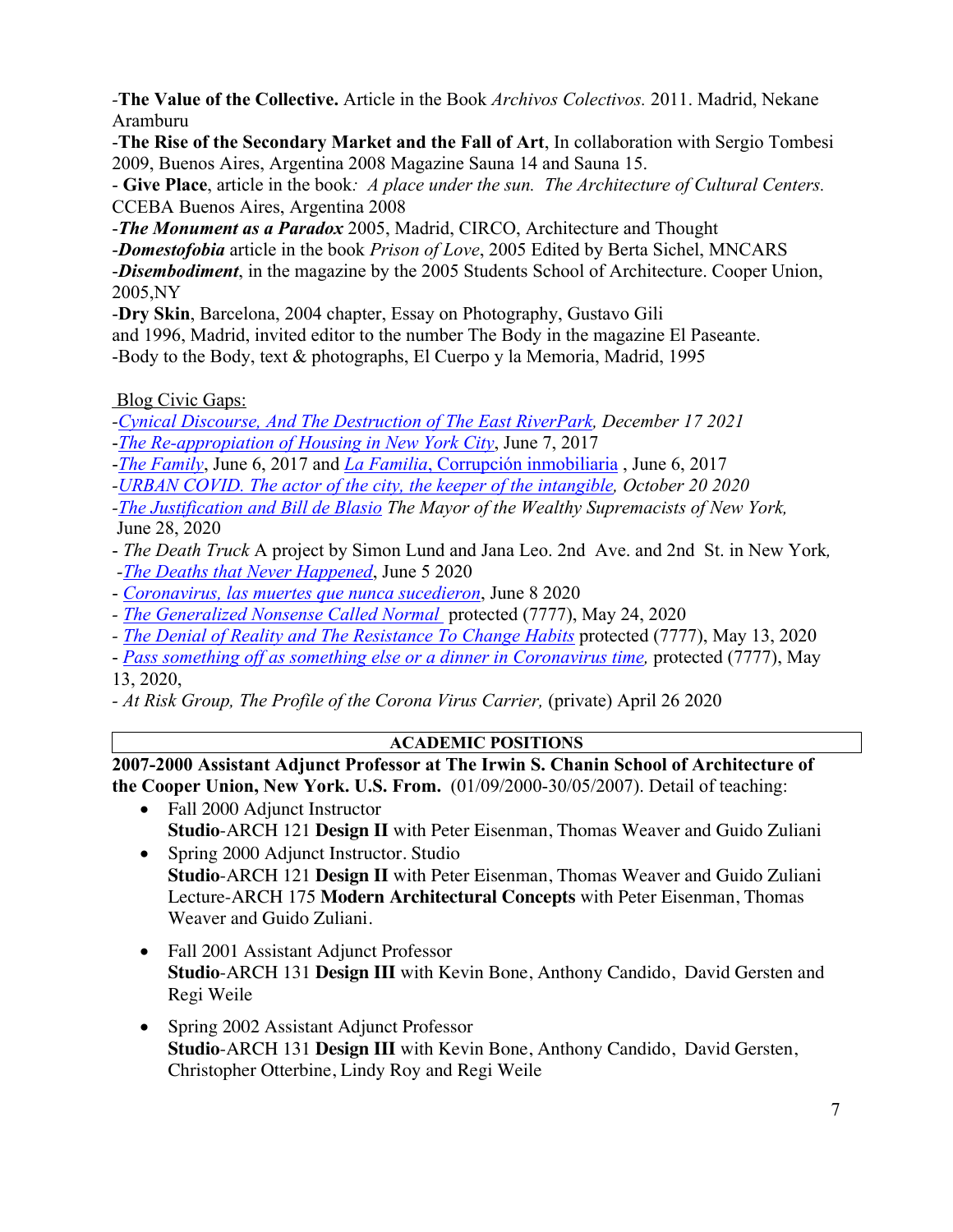-**The Value of the Collective.** Article in the Book *Archivos Colectivos.* 2011. Madrid, Nekane Aramburu

-**The Rise of the Secondary Market and the Fall of Art**, In collaboration with Sergio Tombesi 2009, Buenos Aires, Argentina 2008 Magazine Sauna 14 and Sauna 15.

- **Give Place**, article in the book*: A place under the sun. The Architecture of Cultural Centers.* CCEBA Buenos Aires, Argentina 2008

-***The Monument as a Paradox*** 2005, Madrid, CIRCO, Architecture and Thought

-***Domestofobia*** article in the book *Prison of Love*, 2005 Edited by Berta Sichel, MNCARS

-***Disembodiment***, in the magazine by the 2005 Students School of Architecture. Cooper Union, 2005,NY

-**Dry Skin**, Barcelona, 2004 chapter, Essay on Photography, Gustavo Gili and 1996, Madrid, invited editor to the number The Body in the magazine El Paseante.

-Body to the Body, text & photographs, El Cuerpo y la Memoria, Madrid, 1995

Blog Civic Gaps:

-*Cynical Discourse, And The Destruction of The East RiverPark, December 17 2021*

-*The Re-appropiation of Housing in New York City*, June 7, 2017

-*The Family*, June 6, 2017 and *La Familia*, Corrupción inmobiliaria , June 6, 2017

-*URBAN COVID. The actor of the city, the keeper of the intangible, October 20 2020*

-*The Justification and Bill de Blasio The Mayor of the Wealthy Supremacists of New York,* June 28, 2020

- *The Death Truck* A project by Simon Lund and Jana Leo. 2nd Ave. and 2nd St. in New York*,*

-*The Deaths that Never Happened*, June 5 2020

- *Coronavirus, las muertes que nunca sucedieron*, June 8 2020

- *The Generalized Nonsense Called Normal* protected (7777), May 24, 2020

- *The Denial of Reality and The Resistance To Change Habits* protected (7777), May 13, 2020

- *Pass something off as something else or a dinner in Coronavirus time,* protected (7777), May 13, 2020,

- *At Risk Group, The Profile of the Corona Virus Carrier,* (private) April 26 2020

## ACADEMIC POSITIONS

**2007-2000 Assistant Adjunct Professor at The Irwin S. Chanin School of Architecture of the Cooper Union, New York. U.S. From.** (01/09/2000-30/05/2007). Detail of teaching:

- Fall 2000 Adjunct Instructor
  **Studio**-ARCH 121 **Design II** with Peter Eisenman, Thomas Weaver and Guido Zuliani
- Spring 2000 Adjunct Instructor. Studio
  **Studio**-ARCH 121 **Design II** with Peter Eisenman, Thomas Weaver and Guido Zuliani
  Lecture-ARCH 175 **Modern Architectural Concepts** with Peter Eisenman, Thomas Weaver and Guido Zuliani.
- Fall 2001 Assistant Adjunct Professor
  **Studio**-ARCH 131 **Design III** with Kevin Bone, Anthony Candido, David Gersten and Regi Weile
- Spring 2002 Assistant Adjunct Professor
  **Studio**-ARCH 131 **Design III** with Kevin Bone, Anthony Candido, David Gersten, Christopher Otterbine, Lindy Roy and Regi Weile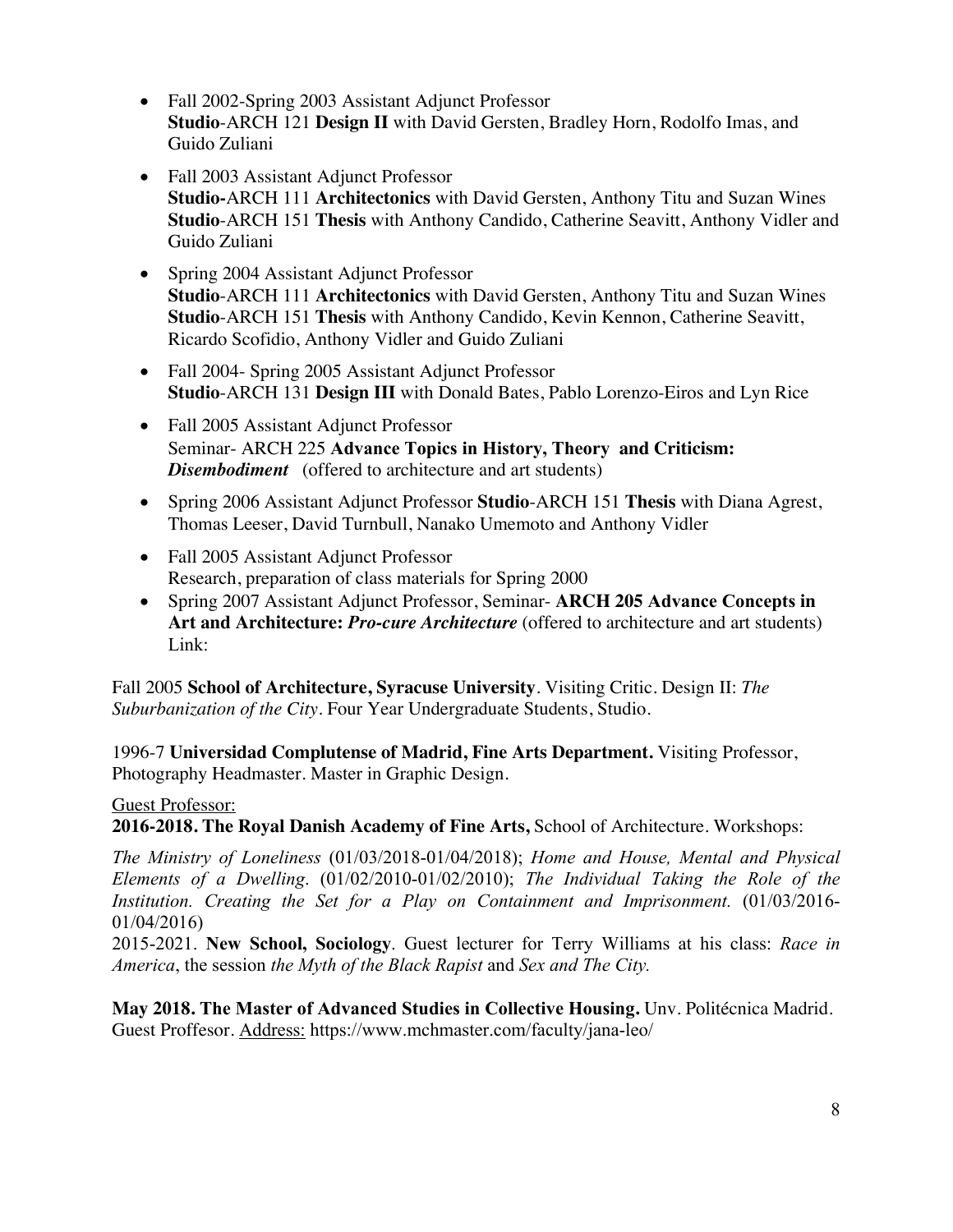- Fall 2002-Spring 2003 Assistant Adjunct Professor
  **Studio**-ARCH 121 **Design II** with David Gersten, Bradley Horn, Rodolfo Imas, and Guido Zuliani
- Fall 2003 Assistant Adjunct Professor
  **Studio-**ARCH 111 **Architectonics** with David Gersten, Anthony Titu and Suzan Wines
  **Studio**-ARCH 151 **Thesis** with Anthony Candido, Catherine Seavitt, Anthony Vidler and Guido Zuliani
- Spring 2004 Assistant Adjunct Professor
  **Studio**-ARCH 111 **Architectonics** with David Gersten, Anthony Titu and Suzan Wines
  **Studio**-ARCH 151 **Thesis** with Anthony Candido, Kevin Kennon, Catherine Seavitt, Ricardo Scofidio, Anthony Vidler and Guido Zuliani
- Fall 2004- Spring 2005 Assistant Adjunct Professor
  **Studio**-ARCH 131 **Design III** with Donald Bates, Pablo Lorenzo-Eiros and Lyn Rice
- Fall 2005 Assistant Adjunct Professor
  Seminar- ARCH 225 **Advance Topics in History, Theory and Criticism: *Disembodiment*** (offered to architecture and art students)
- Spring 2006 Assistant Adjunct Professor **Studio**-ARCH 151 **Thesis** with Diana Agrest, Thomas Leeser, David Turnbull, Nanako Umemoto and Anthony Vidler
- Fall 2005 Assistant Adjunct Professor
  Research, preparation of class materials for Spring 2000
- Spring 2007 Assistant Adjunct Professor, Seminar- **ARCH 205 Advance Concepts in Art and Architecture: *Pro-cure Architecture*** (offered to architecture and art students) Link:

Fall 2005 **School of Architecture, Syracuse University**. Visiting Critic. Design II: *The Suburbanization of the City*. Four Year Undergraduate Students, Studio.

1996-7 **Universidad Complutense of Madrid, Fine Arts Department.** Visiting Professor, Photography Headmaster. Master in Graphic Design.

Guest Professor:

**2016-2018. The Royal Danish Academy of Fine Arts,** School of Architecture. Workshops:

*The Ministry of Loneliness* (01/03/2018-01/04/2018); *Home and House, Mental and Physical Elements of a Dwelling.* (01/02/2010-01/02/2010); *The Individual Taking the Role of the Institution. Creating the Set for a Play on Containment and Imprisonment.* (01/03/2016-01/04/2016)

2015-2021. **New School, Sociology**. Guest lecturer for Terry Williams at his class: *Race in America*, the session *the Myth of the Black Rapist* and *Sex and The City.*

**May 2018. The Master of Advanced Studies in Collective Housing.** Unv. Politécnica Madrid. Guest Proffesor. Address: https://www.mchmaster.com/faculty/jana-leo/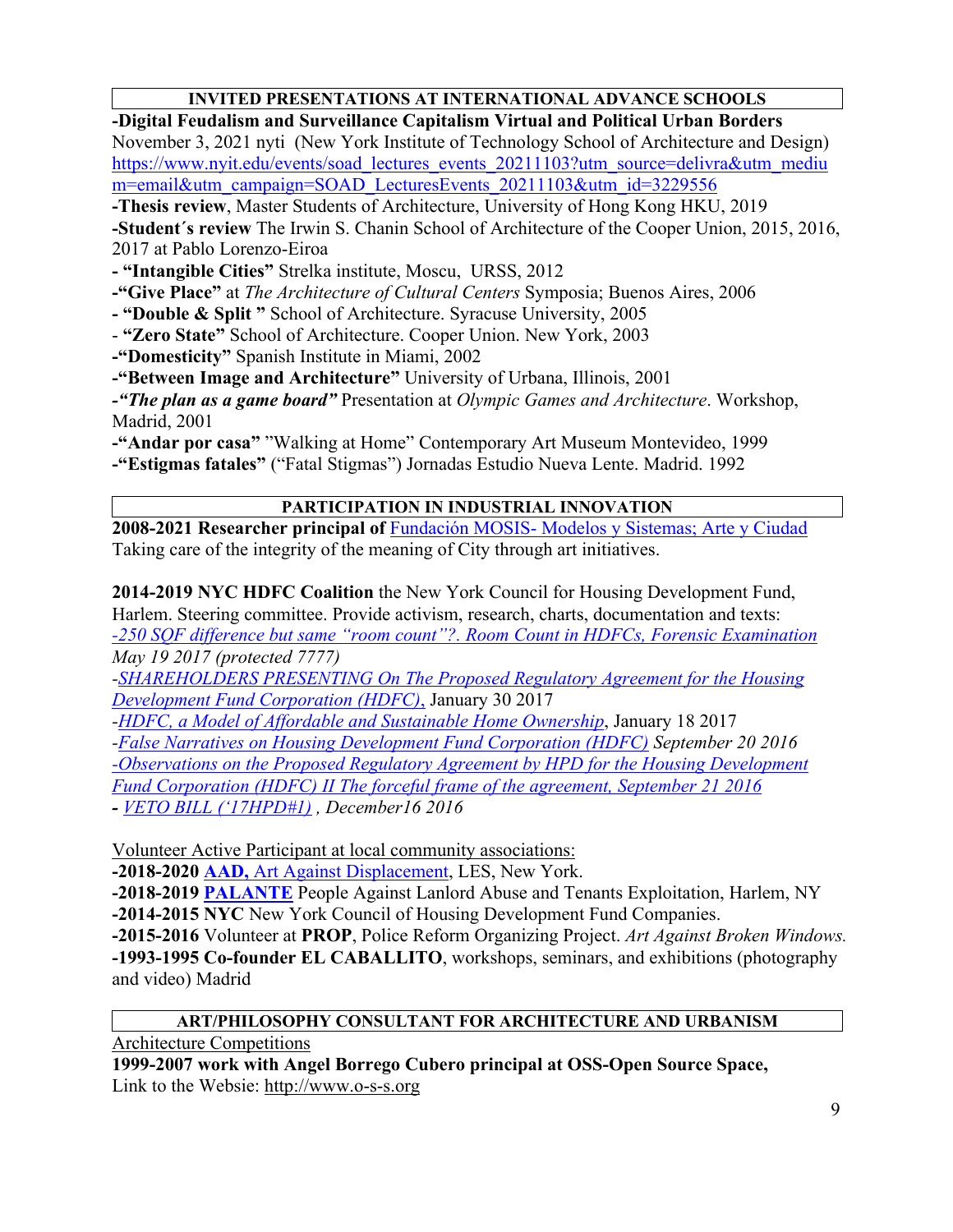## INVITED PRESENTATIONS AT INTERNATIONAL ADVANCE SCHOOLS

**-Digital Feudalism and Surveillance Capitalism Virtual and Political Urban Borders**
November 3, 2021 nyti (New York Institute of Technology School of Architecture and Design) https://www.nyit.edu/events/soad_lectures_events_20211103?utm_source=delivra&utm_medium=email&utm_campaign=SOAD_LecturesEvents_20211103&utm_id=3229556

**-Thesis review**, Master Students of Architecture, University of Hong Kong HKU, 2019

**-Student´s review** The Irwin S. Chanin School of Architecture of the Cooper Union, 2015, 2016, 2017 at Pablo Lorenzo-Eiroa

**- "Intangible Cities"** Strelka institute, Moscu, URSS, 2012

**-"Give Place"** at *The Architecture of Cultural Centers* Symposia; Buenos Aires, 2006

**- "Double & Split "** School of Architecture. Syracuse University, 2005

- **"Zero State"** School of Architecture. Cooper Union. New York, 2003

**-"Domesticity"** Spanish Institute in Miami, 2002

**-"Between Image and Architecture"** University of Urbana, Illinois, 2001

**-*"The plan as a game board"*** Presentation at *Olympic Games and Architecture*. Workshop, Madrid, 2001

**-"Andar por casa"** "Walking at Home" Contemporary Art Museum Montevideo, 1999

**-"Estigmas fatales"** ("Fatal Stigmas") Jornadas Estudio Nueva Lente. Madrid. 1992

## PARTICIPATION IN INDUSTRIAL INNOVATION

**2008-2021 Researcher principal of** Fundación MOSIS- Modelos y Sistemas; Arte y Ciudad
Taking care of the integrity of the meaning of City through art initiatives.

**2014-2019 NYC HDFC Coalition** the New York Council for Housing Development Fund, Harlem. Steering committee. Provide activism, research, charts, documentation and texts:
*-250 SQF difference but same "room count"?. Room Count in HDFCs, Forensic Examination May 19 2017 (protected 7777)*
-*SHAREHOLDERS PRESENTING On The Proposed Regulatory Agreement for the Housing Development Fund Corporation (HDFC)*, January 30 2017
-*HDFC, a Model of Affordable and Sustainable Home Ownership*, January 18 2017
-*False Narratives on Housing Development Fund Corporation (HDFC) September 20 2016*
*-Observations on the Proposed Regulatory Agreement by HPD for the Housing Development Fund Corporation (HDFC) II The forceful frame of the agreement, September 21 2016*
**-** *VETO BILL ('17HPD#1) , December16 2016*

Volunteer Active Participant at local community associations:

**-2018-2020 AAD,** Art Against Displacement, LES, New York.
**-2018-2019 PALANTE** People Against Lanlord Abuse and Tenants Exploitation, Harlem, NY
**-2014-2015 NYC** New York Council of Housing Development Fund Companies.
**-2015-2016** Volunteer at **PROP**, Police Reform Organizing Project. *Art Against Broken Windows.*
**-1993-1995 Co-founder EL CABALLITO**, workshops, seminars, and exhibitions (photography and video) Madrid

## ART/PHILOSOPHY CONSULTANT FOR ARCHITECTURE AND URBANISM

Architecture Competitions

**1999-2007 work with Angel Borrego Cubero principal at OSS-Open Source Space,**
Link to the Webise: http://www.o-s-s.org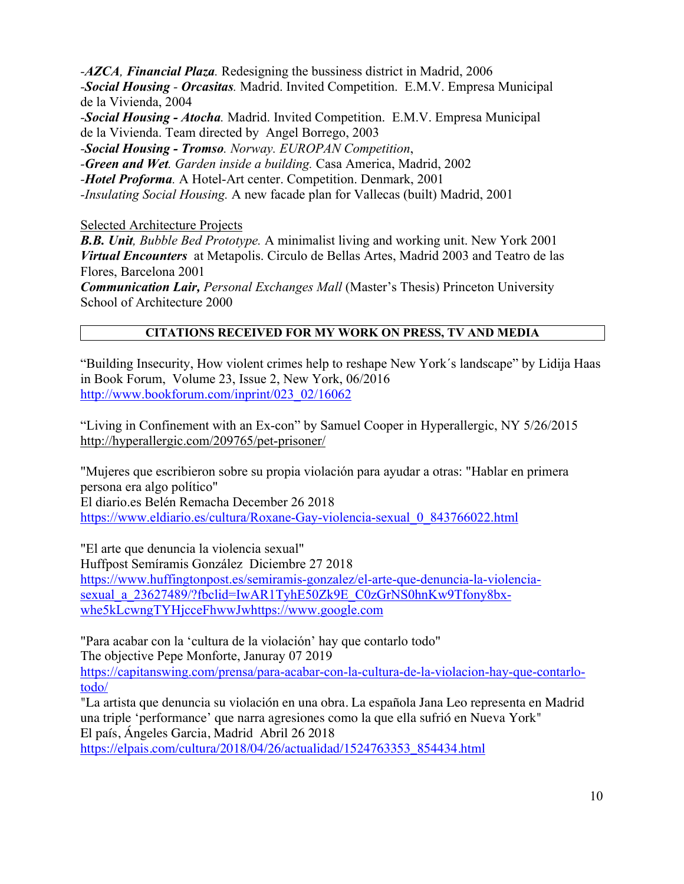-***AZCA*, *Financial Plaza*.** Redesigning the bussiness district in Madrid, 2006
-***Social Housing* - *Orcasitas*.** Madrid. Invited Competition. E.M.V. Empresa Municipal de la Vivienda, 2004
-***Social Housing - Atocha*.** Madrid. Invited Competition. E.M.V. Empresa Municipal de la Vivienda. Team directed by Angel Borrego, 2003
-***Social Housing - Tromso***. *Norway. EUROPAN Competition*,
-***Green and Wet*.** *Garden inside a building.* Casa America, Madrid, 2002
-***Hotel Proforma*.** A Hotel-Art center. Competition. Denmark, 2001
-*Insulating Social Housing.* A new facade plan for Vallecas (built) Madrid, 2001

Selected Architecture Projects

***B.B. Unit*, *Bubble Bed Prototype.*** A minimalist living and working unit. New York 2001
***Virtual Encounters*** at Metapolis. Circulo de Bellas Artes, Madrid 2003 and Teatro de las Flores, Barcelona 2001
***Communication Lair,* *Personal Exchanges Mall*** (Master's Thesis) Princeton University School of Architecture 2000

## CITATIONS RECEIVED FOR MY WORK ON PRESS, TV AND MEDIA

"Building Insecurity, How violent crimes help to reshape New York´s landscape" by Lidija Haas in Book Forum, Volume 23, Issue 2, New York, 06/2016
http://www.bookforum.com/inprint/023_02/16062

"Living in Confinement with an Ex-con" by Samuel Cooper in Hyperallergic, NY 5/26/2015
http://hyperallergic.com/209765/pet-prisoner/

"Mujeres que escribieron sobre su propia violación para ayudar a otras: "Hablar en primera persona era algo político"
El diario.es Belén Remacha December 26 2018
https://www.eldiario.es/cultura/Roxane-Gay-violencia-sexual_0_843766022.html

"El arte que denuncia la violencia sexual"
Huffpost Semíramis González Diciembre 27 2018
https://www.huffingtonpost.es/semiramis-gonzalez/el-arte-que-denuncia-la-violencia-sexual_a_23627489/?fbclid=IwAR1TyhE50Zk9E_C0zGrNS0hnKw9Tfony8bx-whe5kLcwngTYHjcceFhwwJwhttps://www.google.com

"Para acabar con la 'cultura de la violación' hay que contarlo todo"
The objective Pepe Monforte, Januray 07 2019
https://capitanswing.com/prensa/para-acabar-con-la-cultura-de-la-violacion-hay-que-contarlo-todo/

"La artista que denuncia su violación en una obra. La española Jana Leo representa en Madrid una triple 'performance' que narra agresiones como la que ella sufrió en Nueva York"
El país, Ángeles Garcia, Madrid Abril 26 2018
https://elpais.com/cultura/2018/04/26/actualidad/1524763353_854434.html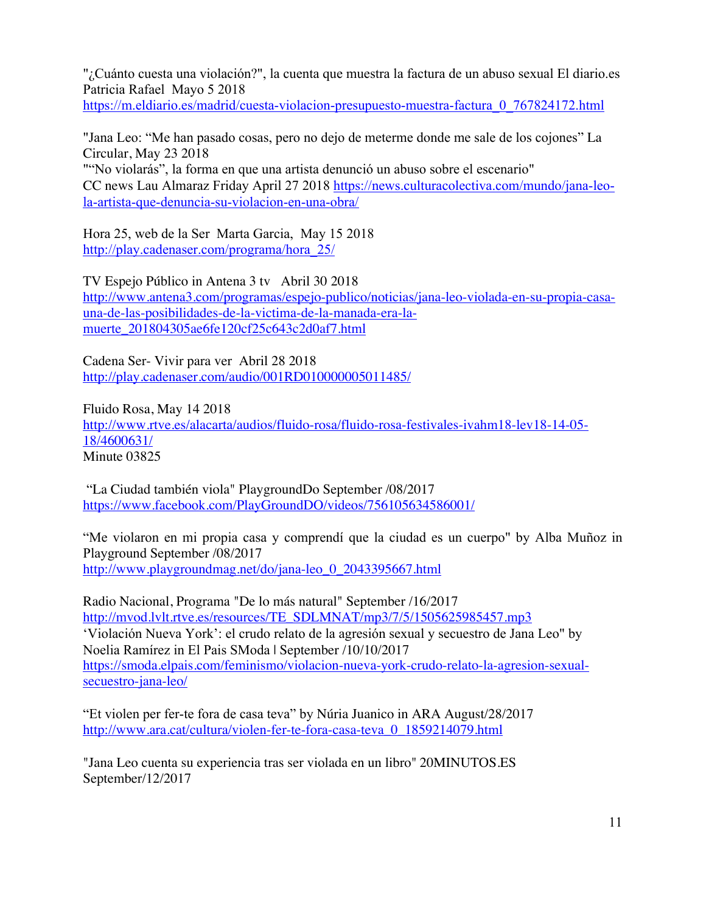"¿Cuánto cuesta una violación?", la cuenta que muestra la factura de un abuso sexual El diario.es Patricia Rafael  Mayo 5 2018
https://m.eldiario.es/madrid/cuesta-violacion-presupuesto-muestra-factura_0_767824172.html

"Jana Leo: "Me han pasado cosas, pero no dejo de meterme donde me sale de los cojones" La Circular, May 23 2018
""No violarás", la forma en que una artista denunció un abuso sobre el escenario"
CC news Lau Almaraz Friday April 27 2018 https://news.culturacolectiva.com/mundo/jana-leo-la-artista-que-denuncia-su-violacion-en-una-obra/

Hora 25, web de la Ser  Marta Garcia,  May 15 2018
http://play.cadenaser.com/programa/hora_25/

TV Espejo Público in Antena 3 tv   Abril 30 2018
http://www.antena3.com/programas/espejo-publico/noticias/jana-leo-violada-en-su-propia-casa-una-de-las-posibilidades-de-la-victima-de-la-manada-era-la-muerte_201804305ae6fe120cf25c643c2d0af7.html

Cadena Ser- Vivir para ver  Abril 28 2018
http://play.cadenaser.com/audio/001RD010000005011485/

Fluido Rosa, May 14 2018
http://www.rtve.es/alacarta/audios/fluido-rosa/fluido-rosa-festivales-ivahm18-lev18-14-05-18/4600631/
Minute 03825

"La Ciudad también viola" PlaygroundDo September /08/2017
https://www.facebook.com/PlayGroundDO/videos/756105634586001/

"Me violaron en mi propia casa y comprendí que la ciudad es un cuerpo" by Alba Muñoz in Playground September /08/2017
http://www.playgroundmag.net/do/jana-leo_0_2043395667.html

Radio Nacional, Programa "De lo más natural" September /16/2017
http://mvod.lvlt.rtve.es/resources/TE_SDLMNAT/mp3/7/5/1505625985457.mp3
'Violación Nueva York': el crudo relato de la agresión sexual y secuestro de Jana Leo" by Noelia Ramírez in El Pais SModa | September /10/10/2017
https://smoda.elpais.com/feminismo/violacion-nueva-york-crudo-relato-la-agresion-sexual-secuestro-jana-leo/

"Et violen per fer-te fora de casa teva" by Núria Juanico in ARA August/28/2017
http://www.ara.cat/cultura/violen-fer-te-fora-casa-teva_0_1859214079.html

"Jana Leo cuenta su experiencia tras ser violada en un libro" 20MINUTOS.ES September/12/2017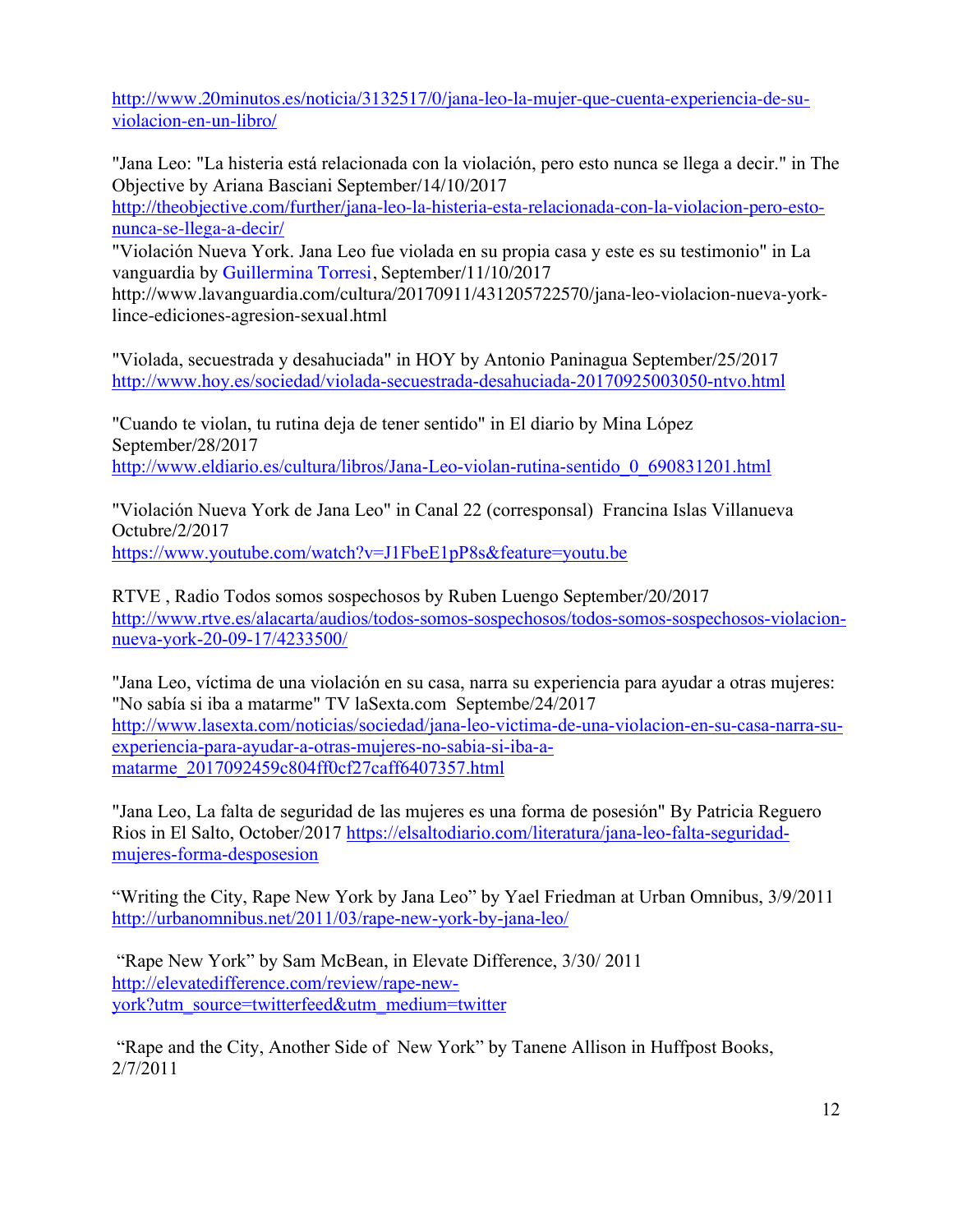http://www.20minutos.es/noticia/3132517/0/jana-leo-la-mujer-que-cuenta-experiencia-de-su-violacion-en-un-libro/

"Jana Leo: "La histeria está relacionada con la violación, pero esto nunca se llega a decir." in The Objective by Ariana Basciani September/14/10/2017
http://theobjective.com/further/jana-leo-la-histeria-esta-relacionada-con-la-violacion-pero-esto-nunca-se-llega-a-decir/
"Violación Nueva York. Jana Leo fue violada en su propia casa y este es su testimonio" in La vanguardia by Guillermina Torresi, September/11/10/2017
http://www.lavanguardia.com/cultura/20170911/431205722570/jana-leo-violacion-nueva-york-lince-ediciones-agresion-sexual.html

"Violada, secuestrada y desahuciada" in HOY by Antonio Paniagua September/25/2017
http://www.hoy.es/sociedad/violada-secuestrada-desahuciada-20170925003050-ntvo.html

"Cuando te violan, tu rutina deja de tener sentido" in El diario by Mina López September/28/2017
http://www.eldiario.es/cultura/libros/Jana-Leo-violan-rutina-sentido_0_690831201.html

"Violación Nueva York de Jana Leo" in Canal 22 (corresponsal) Francina Islas Villanueva Octubre/2/2017
https://www.youtube.com/watch?v=J1FbeE1pP8s&feature=youtu.be

RTVE , Radio Todos somos sospechosos by Ruben Luengo September/20/2017
http://www.rtve.es/alacarta/audios/todos-somos-sospechosos/todos-somos-sospechosos-violacion-nueva-york-20-09-17/4233500/

"Jana Leo, víctima de una violación en su casa, narra su experiencia para ayudar a otras mujeres: "No sabía si iba a matarme" TV laSexta.com Septembe/24/2017
http://www.lasexta.com/noticias/sociedad/jana-leo-victima-de-una-violacion-en-su-casa-narra-su-experiencia-para-ayudar-a-otras-mujeres-no-sabia-si-iba-a-matarme_2017092459c804ff0cf27caff6407357.html

"Jana Leo, La falta de seguridad de las mujeres es una forma de posesión" By Patricia Reguero Rios in El Salto, October/2017 https://elsaltodiario.com/literatura/jana-leo-falta-seguridad-mujeres-forma-desposesion

"Writing the City, Rape New York by Jana Leo" by Yael Friedman at Urban Omnibus, 3/9/2011
http://urbanomnibus.net/2011/03/rape-new-york-by-jana-leo/

"Rape New York" by Sam McBean, in Elevate Difference, 3/30/ 2011
http://elevatedifference.com/review/rape-new-york?utm_source=twitterfeed&utm_medium=twitter

"Rape and the City, Another Side of New York" by Tanene Allison in Huffpost Books, 2/7/2011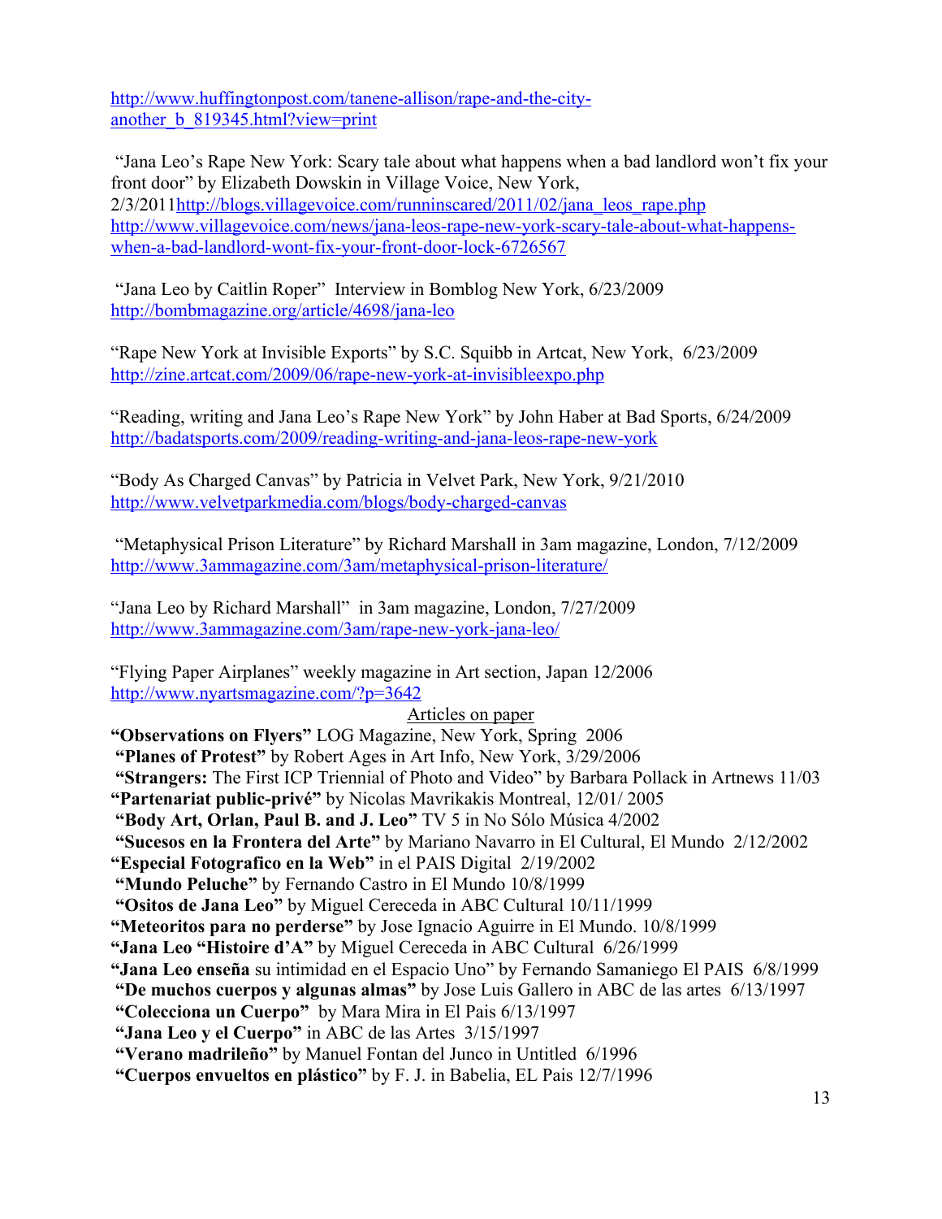http://www.huffingtonpost.com/tanene-allison/rape-and-the-city-another_b_819345.html?view=print

"Jana Leo's Rape New York: Scary tale about what happens when a bad landlord won't fix your front door" by Elizabeth Dowskin in Village Voice, New York, 2/3/2011http://blogs.villagevoice.com/runninscared/2011/02/jana_leos_rape.php
http://www.villagevoice.com/news/jana-leos-rape-new-york-scary-tale-about-what-happens-when-a-bad-landlord-wont-fix-your-front-door-lock-6726567

"Jana Leo by Caitlin Roper" Interview in Bomblog New York, 6/23/2009
http://bombmagazine.org/article/4698/jana-leo

"Rape New York at Invisible Exports" by S.C. Squibb in Artcat, New York, 6/23/2009
http://zine.artcat.com/2009/06/rape-new-york-at-invisibleexpo.php

"Reading, writing and Jana Leo's Rape New York" by John Haber at Bad Sports, 6/24/2009
http://badatsports.com/2009/reading-writing-and-jana-leos-rape-new-york

"Body As Charged Canvas" by Patricia in Velvet Park, New York, 9/21/2010
http://www.velvetparkmedia.com/blogs/body-charged-canvas

"Metaphysical Prison Literature" by Richard Marshall in 3am magazine, London, 7/12/2009
http://www.3ammagazine.com/3am/metaphysical-prison-literature/

"Jana Leo by Richard Marshall" in 3am magazine, London, 7/27/2009
http://www.3ammagazine.com/3am/rape-new-york-jana-leo/

"Flying Paper Airplanes" weekly magazine in Art section, Japan 12/2006
http://www.nyartsmagazine.com/?p=3642

Articles on paper

**"Observations on Flyers"** LOG Magazine, New York, Spring 2006
**"Planes of Protest"** by Robert Ages in Art Info, New York, 3/29/2006
**"Strangers:** The First ICP Triennial of Photo and Video" by Barbara Pollack in Artnews 11/03
**"Partenariat public-privé"** by Nicolas Mavrikakis Montreal, 12/01/ 2005
**"Body Art, Orlan, Paul B. and J. Leo"** TV 5 in No Sólo Música 4/2002
**"Sucesos en la Frontera del Arte"** by Mariano Navarro in El Cultural, El Mundo 2/12/2002
**"Especial Fotografico en la Web"** in el PAIS Digital 2/19/2002
**"Mundo Peluche"** by Fernando Castro in El Mundo 10/8/1999
**"Ositos de Jana Leo"** by Miguel Cereceda in ABC Cultural 10/11/1999
**"Meteoritos para no perderse"** by Jose Ignacio Aguirre in El Mundo. 10/8/1999
**"Jana Leo "Histoire d'A"** by Miguel Cereceda in ABC Cultural 6/26/1999
**"Jana Leo enseña** su intimidad en el Espacio Uno" by Fernando Samaniego El PAIS 6/8/1999
**"De muchos cuerpos y algunas almas"** by Jose Luis Gallero in ABC de las artes 6/13/1997
**"Colecciona un Cuerpo"** by Mara Mira in El Pais 6/13/1997
**"Jana Leo y el Cuerpo"** in ABC de las Artes 3/15/1997
**"Verano madrileño"** by Manuel Fontan del Junco in Untitled 6/1996
**"Cuerpos envueltos en plástico"** by F. J. in Babelia, EL Pais 12/7/1996